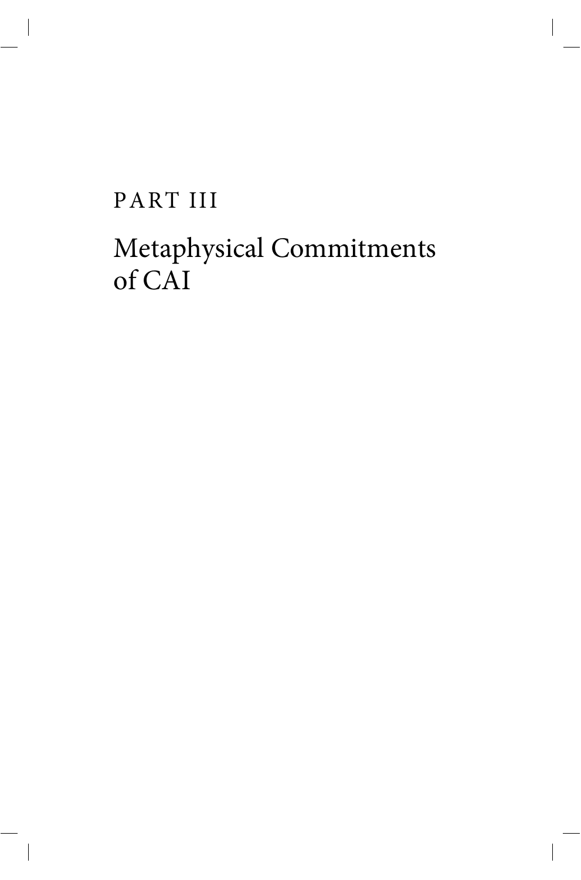# PART III

# Metaphysical Commitments of CAI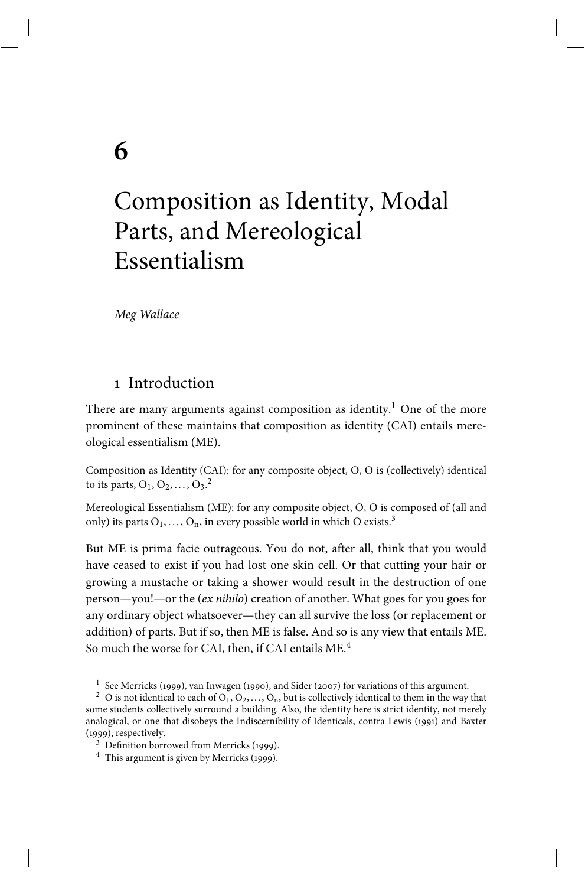# 6

# Composition as Identity, Modal Parts, and Mereological Essentialism

*Meg Wallace*

## 1 Introduction

There are many arguments against composition as identity.[1] One of the more prominent of these maintains that composition as identity (CAI) entails mereological essentialism (ME).

Composition as Identity (CAI): for any composite object, O, O is (collectively) identical to its parts, $O_1, O_2, \ldots, O_3$.[2]

Mereological Essentialism (ME): for any composite object, O, O is composed of (all and only) its parts $O_1, \ldots, O_n$, in every possible world in which O exists.[3]

But ME is prima facie outrageous. You do not, after all, think that you would have ceased to exist if you had lost one skin cell. Or that cutting your hair or growing a mustache or taking a shower would result in the destruction of one person—you!—or the (*ex nihilo*) creation of another. What goes for you goes for any ordinary object whatsoever—they can all survive the loss (or replacement or addition) of parts. But if so, then ME is false. And so is any view that entails ME. So much the worse for CAI, then, if CAI entails ME.[4]

---

[1] See Merricks (1999), van Inwagen (1990), and Sider (2007) for variations of this argument.

[2] O is not identical to each of $O_1, O_2, \ldots, O_n$, but is collectively identical to them in the way that some students collectively surround a building. Also, the identity here is strict identity, not merely analogical, or one that disobeys the Indiscernibility of Identicals, contra Lewis (1991) and Baxter (1999), respectively.

[3] Definition borrowed from Merricks (1999).

[4] This argument is given by Merricks (1999).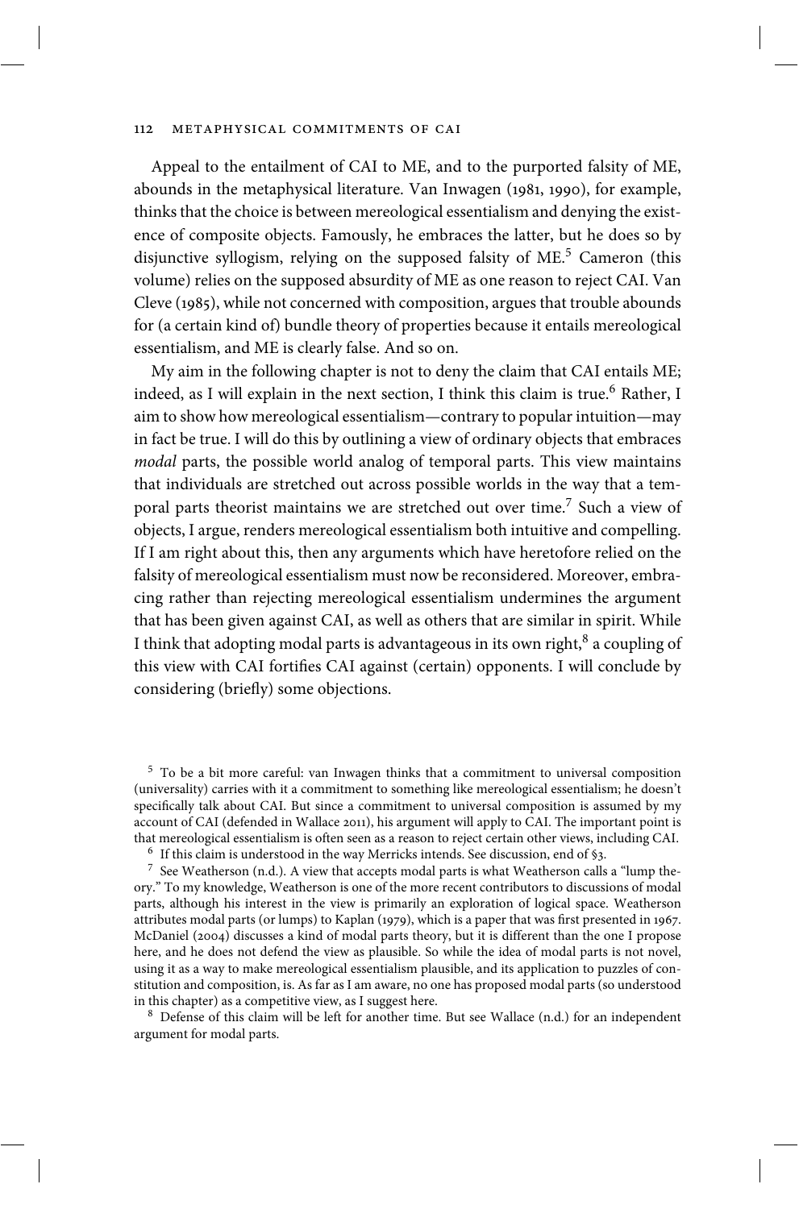Appeal to the entailment of CAI to ME, and to the purported falsity of ME, abounds in the metaphysical literature. Van Inwagen (1981, 1990), for example, thinks that the choice is between mereological essentialism and denying the existence of composite objects. Famously, he embraces the latter, but he does so by disjunctive syllogism, relying on the supposed falsity of ME.[5] Cameron (this volume) relies on the supposed absurdity of ME as one reason to reject CAI. Van Cleve (1985), while not concerned with composition, argues that trouble abounds for (a certain kind of) bundle theory of properties because it entails mereological essentialism, and ME is clearly false. And so on.

My aim in the following chapter is not to deny the claim that CAI entails ME; indeed, as I will explain in the next section, I think this claim is true.[6] Rather, I aim to show how mereological essentialism—contrary to popular intuition—may in fact be true. I will do this by outlining a view of ordinary objects that embraces *modal* parts, the possible world analog of temporal parts. This view maintains that individuals are stretched out across possible worlds in the way that a temporal parts theorist maintains we are stretched out over time.[7] Such a view of objects, I argue, renders mereological essentialism both intuitive and compelling. If I am right about this, then any arguments which have heretofore relied on the falsity of mereological essentialism must now be reconsidered. Moreover, embracing rather than rejecting mereological essentialism undermines the argument that has been given against CAI, as well as others that are similar in spirit. While I think that adopting modal parts is advantageous in its own right,[8] a coupling of this view with CAI fortifies CAI against (certain) opponents. I will conclude by considering (briefly) some objections.

[5] To be a bit more careful: van Inwagen thinks that a commitment to universal composition (universality) carries with it a commitment to something like mereological essentialism; he doesn't specifically talk about CAI. But since a commitment to universal composition is assumed by my account of CAI (defended in Wallace 2011), his argument will apply to CAI. The important point is that mereological essentialism is often seen as a reason to reject certain other views, including CAI.

[6] If this claim is understood in the way Merricks intends. See discussion, end of §3.

[7] See Weatherson (n.d.). A view that accepts modal parts is what Weatherson calls a "lump theory." To my knowledge, Weatherson is one of the more recent contributors to discussions of modal parts, although his interest in the view is primarily an exploration of logical space. Weatherson attributes modal parts (or lumps) to Kaplan (1979), which is a paper that was first presented in 1967. McDaniel (2004) discusses a kind of modal parts theory, but it is different than the one I propose here, and he does not defend the view as plausible. So while the idea of modal parts is not novel, using it as a way to make mereological essentialism plausible, and its application to puzzles of constitution and composition, is. As far as I am aware, no one has proposed modal parts (so understood in this chapter) as a competitive view, as I suggest here.

[8] Defense of this claim will be left for another time. But see Wallace (n.d.) for an independent argument for modal parts.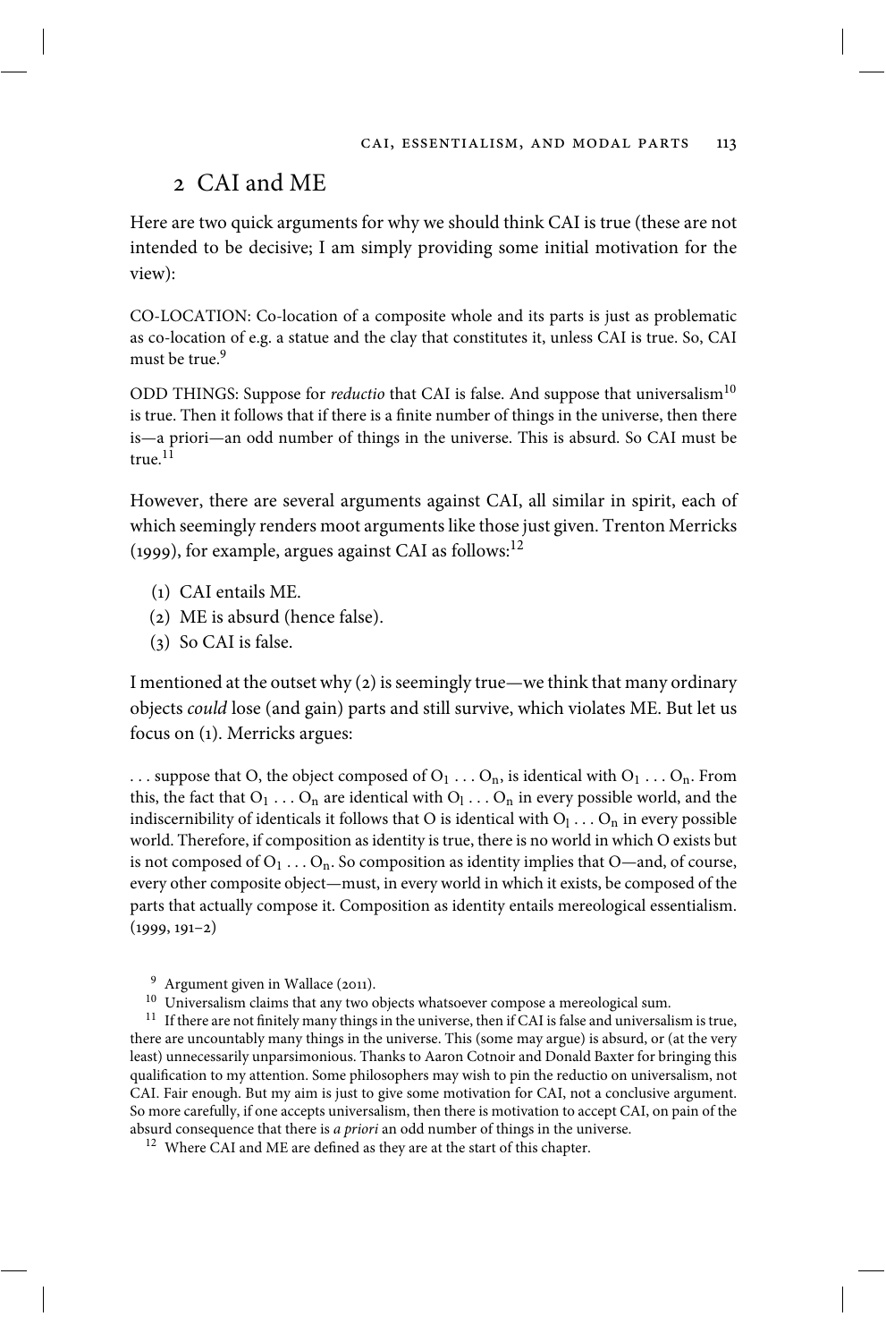## 2 CAI and ME

Here are two quick arguments for why we should think CAI is true (these are not intended to be decisive; I am simply providing some initial motivation for the view):

CO-LOCATION: Co-location of a composite whole and its parts is just as problematic as co-location of e.g. a statue and the clay that constitutes it, unless CAI is true. So, CAI must be true.[9]

ODD THINGS: Suppose for *reductio* that CAI is false. And suppose that universalism[10] is true. Then it follows that if there is a finite number of things in the universe, then there is—a priori—an odd number of things in the universe. This is absurd. So CAI must be true.[11]

However, there are several arguments against CAI, all similar in spirit, each of which seemingly renders moot arguments like those just given. Trenton Merricks (1999), for example, argues against CAI as follows:[12]

(1) CAI entails ME.
(2) ME is absurd (hence false).
(3) So CAI is false.

I mentioned at the outset why (2) is seemingly true—we think that many ordinary objects *could* lose (and gain) parts and still survive, which violates ME. But let us focus on (1). Merricks argues:

> ... suppose that O, the object composed of $O_1 \ldots O_n$, is identical with $O_1 \ldots O_n$. From this, the fact that $O_1 \ldots O_n$ are identical with $O_l \ldots O_n$ in every possible world, and the indiscernibility of identicals it follows that O is identical with $O_l \ldots O_n$ in every possible world. Therefore, if composition as identity is true, there is no world in which O exists but is not composed of $O_1 \ldots O_n$. So composition as identity implies that O—and, of course, every other composite object—must, in every world in which it exists, be composed of the parts that actually compose it. Composition as identity entails mereological essentialism. (1999, 191–2)

[9] Argument given in Wallace (2011).

[10] Universalism claims that any two objects whatsoever compose a mereological sum.

[11] If there are not finitely many things in the universe, then if CAI is false and universalism is true, there are uncountably many things in the universe. This (some may argue) is absurd, or (at the very least) unnecessarily unparsimonious. Thanks to Aaron Cotnoir and Donald Baxter for bringing this qualification to my attention. Some philosophers may wish to pin the reductio on universalism, not CAI. Fair enough. But my aim is just to give some motivation for CAI, not a conclusive argument. So more carefully, if one accepts universalism, then there is motivation to accept CAI, on pain of the absurd consequence that there is *a priori* an odd number of things in the universe.

[12] Where CAI and ME are defined as they are at the start of this chapter.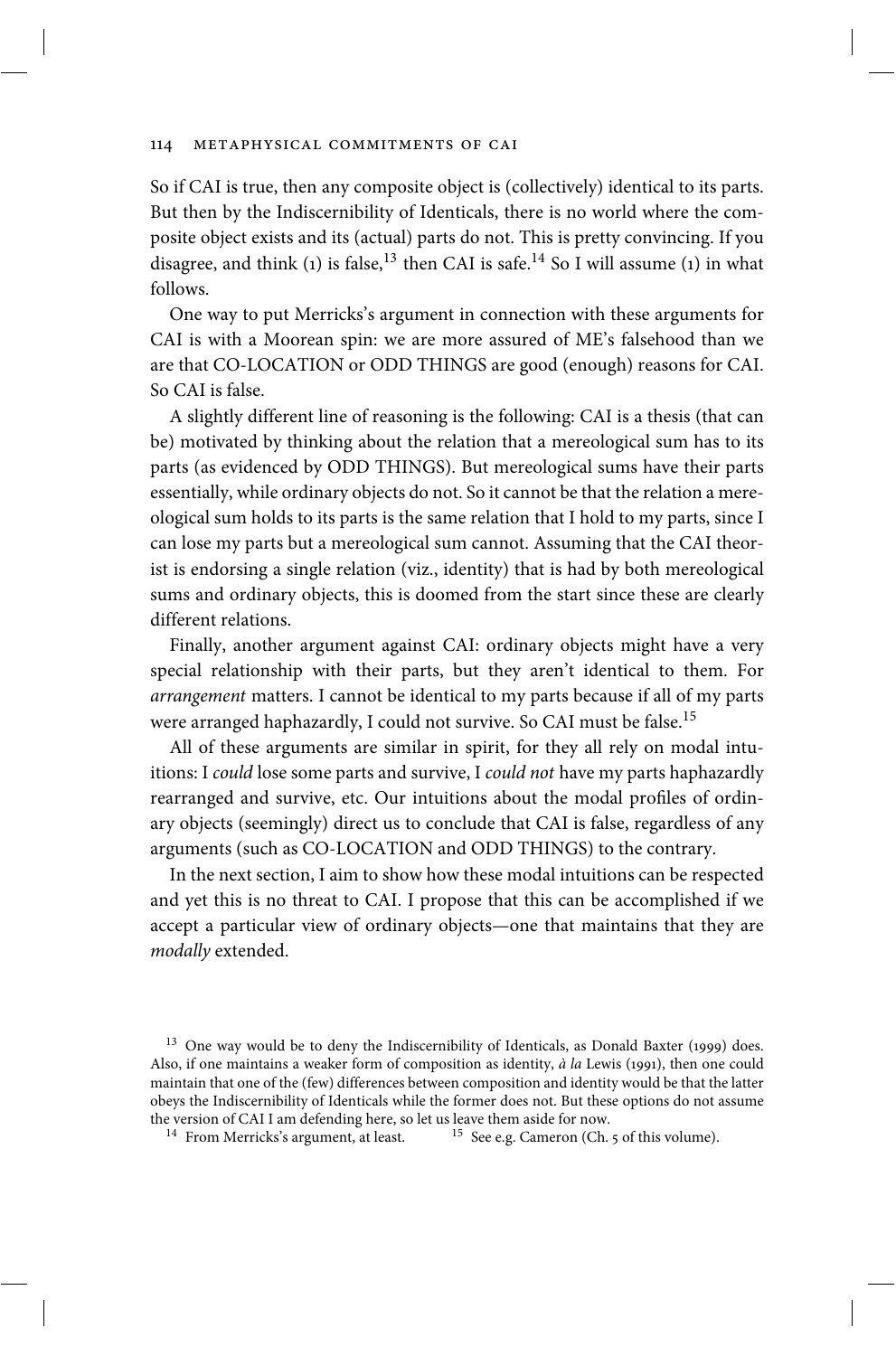So if CAI is true, then any composite object is (collectively) identical to its parts. But then by the Indiscernibility of Identicals, there is no world where the composite object exists and its (actual) parts do not. This is pretty convincing. If you disagree, and think (1) is false,[13] then CAI is safe.[14] So I will assume (1) in what follows.

One way to put Merricks's argument in connection with these arguments for CAI is with a Moorean spin: we are more assured of ME's falsehood than we are that CO-LOCATION or ODD THINGS are good (enough) reasons for CAI. So CAI is false.

A slightly different line of reasoning is the following: CAI is a thesis (that can be) motivated by thinking about the relation that a mereological sum has to its parts (as evidenced by ODD THINGS). But mereological sums have their parts essentially, while ordinary objects do not. So it cannot be that the relation a mereological sum holds to its parts is the same relation that I hold to my parts, since I can lose my parts but a mereological sum cannot. Assuming that the CAI theorist is endorsing a single relation (viz., identity) that is had by both mereological sums and ordinary objects, this is doomed from the start since these are clearly different relations.

Finally, another argument against CAI: ordinary objects might have a very special relationship with their parts, but they aren't identical to them. For *arrangement* matters. I cannot be identical to my parts because if all of my parts were arranged haphazardly, I could not survive. So CAI must be false.[15]

All of these arguments are similar in spirit, for they all rely on modal intuitions: I *could* lose some parts and survive, I *could not* have my parts haphazardly rearranged and survive, etc. Our intuitions about the modal profiles of ordinary objects (seemingly) direct us to conclude that CAI is false, regardless of any arguments (such as CO-LOCATION and ODD THINGS) to the contrary.

In the next section, I aim to show how these modal intuitions can be respected and yet this is no threat to CAI. I propose that this can be accomplished if we accept a particular view of ordinary objects—one that maintains that they are *modally* extended.

---

[13] One way would be to deny the Indiscernibility of Identicals, as Donald Baxter (1999) does. Also, if one maintains a weaker form of composition as identity, *à la* Lewis (1991), then one could maintain that one of the (few) differences between composition and identity would be that the latter obeys the Indiscernibility of Identicals while the former does not. But these options do not assume the version of CAI I am defending here, so let us leave them aside for now.

[14] From Merricks's argument, at least.

[15] See e.g. Cameron (Ch. 5 of this volume).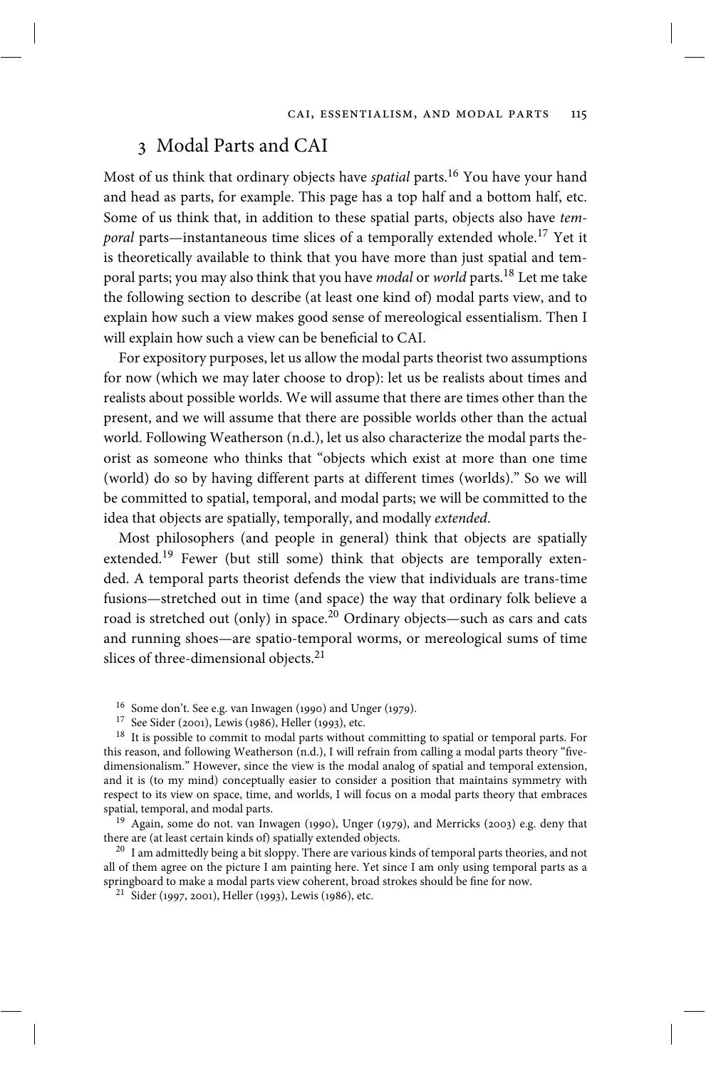## 3 Modal Parts and CAI

Most of us think that ordinary objects have *spatial* parts.[16] You have your hand and head as parts, for example. This page has a top half and a bottom half, etc. Some of us think that, in addition to these spatial parts, objects also have *temporal* parts—instantaneous time slices of a temporally extended whole.[17] Yet it is theoretically available to think that you have more than just spatial and temporal parts; you may also think that you have *modal* or *world* parts.[18] Let me take the following section to describe (at least one kind of) modal parts view, and to explain how such a view makes good sense of mereological essentialism. Then I will explain how such a view can be beneficial to CAI.

For expository purposes, let us allow the modal parts theorist two assumptions for now (which we may later choose to drop): let us be realists about times and realists about possible worlds. We will assume that there are times other than the present, and we will assume that there are possible worlds other than the actual world. Following Weatherson (n.d.), let us also characterize the modal parts theorist as someone who thinks that "objects which exist at more than one time (world) do so by having different parts at different times (worlds)." So we will be committed to spatial, temporal, and modal parts; we will be committed to the idea that objects are spatially, temporally, and modally *extended*.

Most philosophers (and people in general) think that objects are spatially extended.[19] Fewer (but still some) think that objects are temporally extended. A temporal parts theorist defends the view that individuals are trans-time fusions—stretched out in time (and space) the way that ordinary folk believe a road is stretched out (only) in space.[20] Ordinary objects—such as cars and cats and running shoes—are spatio-temporal worms, or mereological sums of time slices of three-dimensional objects.[21]

[16] Some don't. See e.g. van Inwagen (1990) and Unger (1979).

[17] See Sider (2001), Lewis (1986), Heller (1993), etc.

[18] It is possible to commit to modal parts without committing to spatial or temporal parts. For this reason, and following Weatherson (n.d.), I will refrain from calling a modal parts theory "five-dimensionalism." However, since the view is the modal analog of spatial and temporal extension, and it is (to my mind) conceptually easier to consider a position that maintains symmetry with respect to its view on space, time, and worlds, I will focus on a modal parts theory that embraces spatial, temporal, and modal parts.

[19] Again, some do not. van Inwagen (1990), Unger (1979), and Merricks (2003) e.g. deny that there are (at least certain kinds of) spatially extended objects.

[20] I am admittedly being a bit sloppy. There are various kinds of temporal parts theories, and not all of them agree on the picture I am painting here. Yet since I am only using temporal parts as a springboard to make a modal parts view coherent, broad strokes should be fine for now.

[21] Sider (1997, 2001), Heller (1993), Lewis (1986), etc.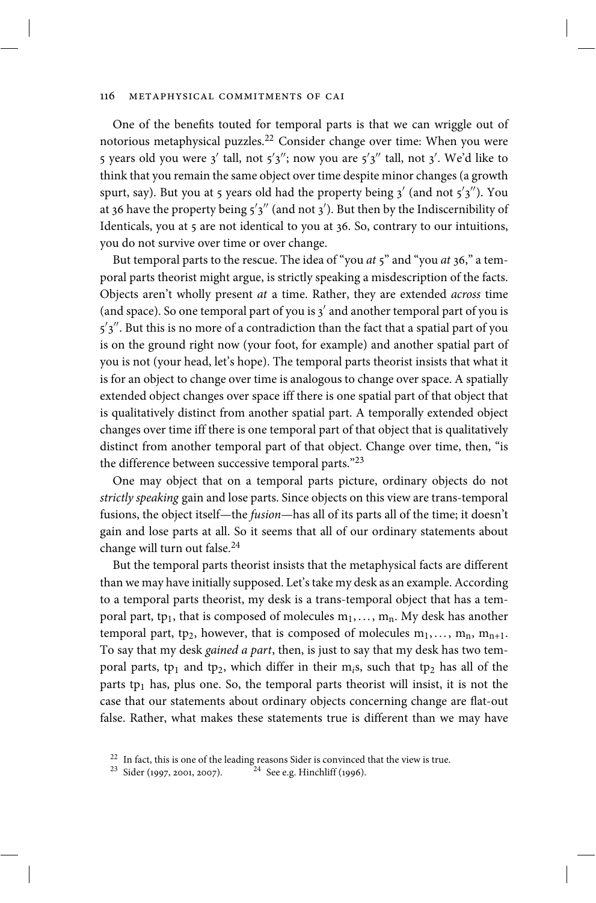One of the benefits touted for temporal parts is that we can wriggle out of notorious metaphysical puzzles.[22] Consider change over time: When you were 5 years old you were 3′ tall, not 5′3″; now you are 5′3″ tall, not 3′. We'd like to think that you remain the same object over time despite minor changes (a growth spurt, say). But you at 5 years old had the property being 3′ (and not 5′3″). You at 36 have the property being 5′3″ (and not 3′). But then by the Indiscernibility of Identicals, you at 5 are not identical to you at 36. So, contrary to our intuitions, you do not survive over time or over change.

But temporal parts to the rescue. The idea of "you *at* 5" and "you *at* 36," a temporal parts theorist might argue, is strictly speaking a misdescription of the facts. Objects aren't wholly present *at* a time. Rather, they are extended *across* time (and space). So one temporal part of you is 3′ and another temporal part of you is 5′3″. But this is no more of a contradiction than the fact that a spatial part of you is on the ground right now (your foot, for example) and another spatial part of you is not (your head, let's hope). The temporal parts theorist insists that what it is for an object to change over time is analogous to change over space. A spatially extended object changes over space iff there is one spatial part of that object that is qualitatively distinct from another spatial part. A temporally extended object changes over time iff there is one temporal part of that object that is qualitatively distinct from another temporal part of that object. Change over time, then, "is the difference between successive temporal parts."[23]

One may object that on a temporal parts picture, ordinary objects do not *strictly speaking* gain and lose parts. Since objects on this view are trans-temporal fusions, the object itself—the *fusion*—has all of its parts all of the time; it doesn't gain and lose parts at all. So it seems that all of our ordinary statements about change will turn out false.[24]

But the temporal parts theorist insists that the metaphysical facts are different than we may have initially supposed. Let's take my desk as an example. According to a temporal parts theorist, my desk is a trans-temporal object that has a temporal part, $tp_1$, that is composed of molecules $m_1, \ldots, m_n$. My desk has another temporal part, $tp_2$, however, that is composed of molecules $m_1, \ldots, m_n, m_{n+1}$. To say that my desk *gained a part*, then, is just to say that my desk has two temporal parts, $tp_1$ and $tp_2$, which differ in their $m_i$s, such that $tp_2$ has all of the parts $tp_1$ has, plus one. So, the temporal parts theorist will insist, it is not the case that our statements about ordinary objects concerning change are flat-out false. Rather, what makes these statements true is different than we may have

[22] In fact, this is one of the leading reasons Sider is convinced that the view is true.

[23] Sider (1997, 2001, 2007).

[24] See e.g. Hinchliff (1996).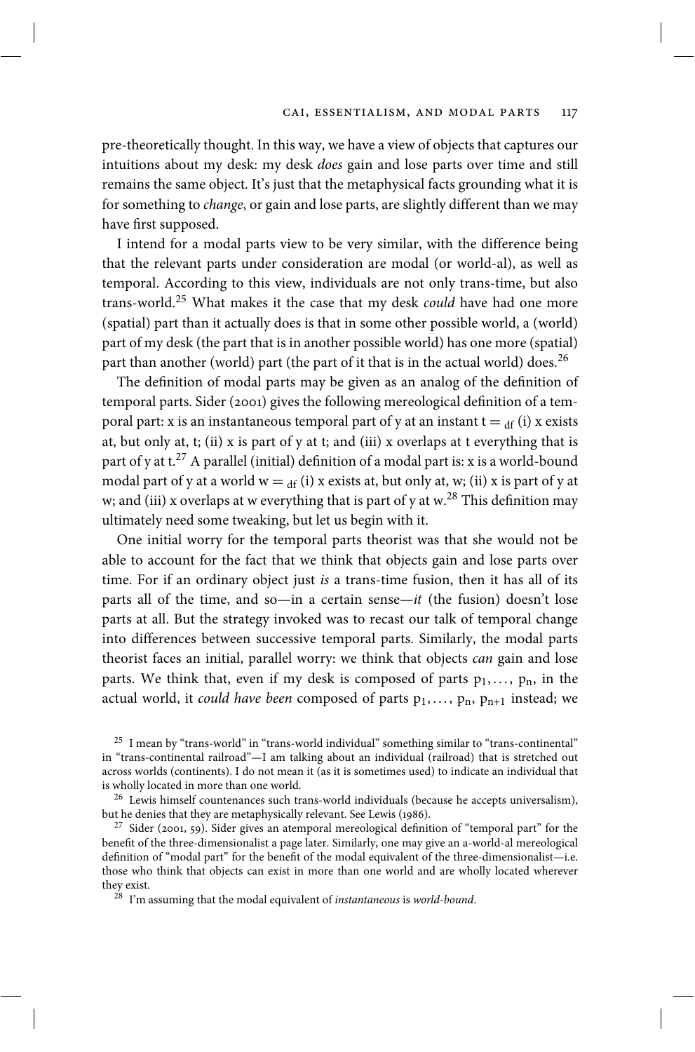pre-theoretically thought. In this way, we have a view of objects that captures our intuitions about my desk: my desk *does* gain and lose parts over time and still remains the same object. It's just that the metaphysical facts grounding what it is for something to *change*, or gain and lose parts, are slightly different than we may have first supposed.

I intend for a modal parts view to be very similar, with the difference being that the relevant parts under consideration are modal (or world-al), as well as temporal. According to this view, individuals are not only trans-time, but also trans-world.[25] What makes it the case that my desk *could* have had one more (spatial) part than it actually does is that in some other possible world, a (world) part of my desk (the part that is in another possible world) has one more (spatial) part than another (world) part (the part of it that is in the actual world) does.[26]

The definition of modal parts may be given as an analog of the definition of temporal parts. Sider (2001) gives the following mereological definition of a temporal part: x is an instantaneous temporal part of y at an instant $t =_{df}$ (i) x exists at, but only at, t; (ii) x is part of y at t; and (iii) x overlaps at t everything that is part of y at t.[27] A parallel (initial) definition of a modal part is: x is a world-bound modal part of y at a world $w =_{df}$ (i) x exists at, but only at, w; (ii) x is part of y at w; and (iii) x overlaps at w everything that is part of y at w.[28] This definition may ultimately need some tweaking, but let us begin with it.

One initial worry for the temporal parts theorist was that she would not be able to account for the fact that we think that objects gain and lose parts over time. For if an ordinary object just *is* a trans-time fusion, then it has all of its parts all of the time, and so—in a certain sense—*it* (the fusion) doesn't lose parts at all. But the strategy invoked was to recast our talk of temporal change into differences between successive temporal parts. Similarly, the modal parts theorist faces an initial, parallel worry: we think that objects *can* gain and lose parts. We think that, even if my desk is composed of parts $p_1, \ldots, p_n$, in the actual world, it *could have been* composed of parts $p_1, \ldots, p_n, p_{n+1}$ instead; we

---

[25] I mean by "trans-world" in "trans-world individual" something similar to "trans-continental" in "trans-continental railroad"—I am talking about an individual (railroad) that is stretched out across worlds (continents). I do not mean it (as it is sometimes used) to indicate an individual that is wholly located in more than one world.

[26] Lewis himself countenances such trans-world individuals (because he accepts universalism), but he denies that they are metaphysically relevant. See Lewis (1986).

[27] Sider (2001, 59). Sider gives an atemporal mereological definition of "temporal part" for the benefit of the three-dimensionalist a page later. Similarly, one may give an a-world-al mereological definition of "modal part" for the benefit of the modal equivalent of the three-dimensionalist—i.e. those who think that objects can exist in more than one world and are wholly located wherever they exist.

[28] I'm assuming that the modal equivalent of *instantaneous* is *world-bound*.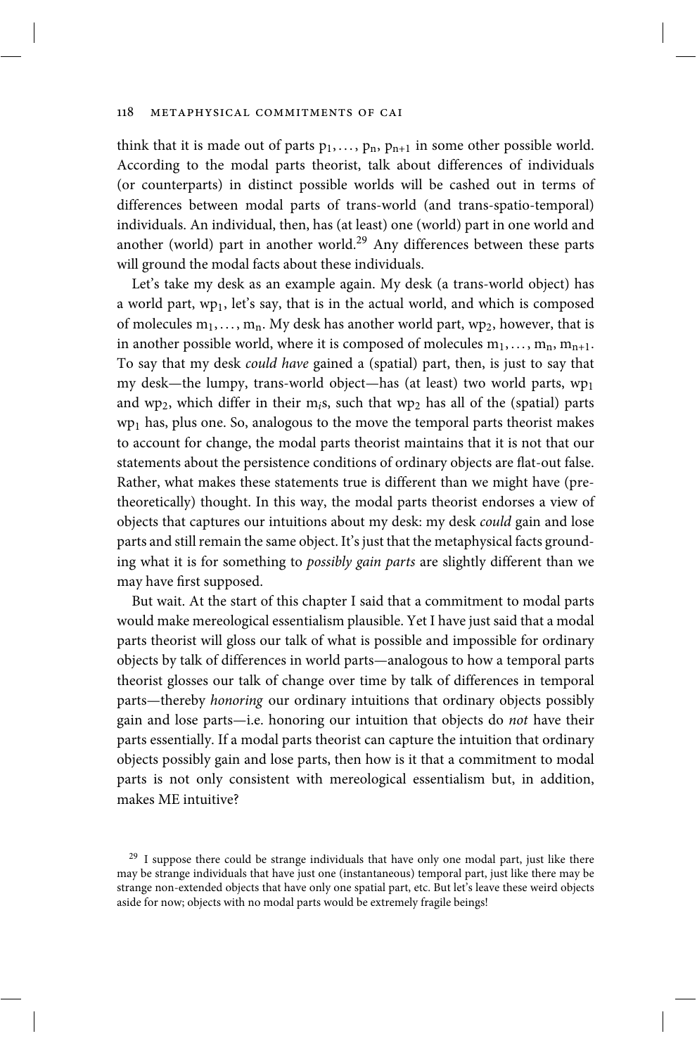think that it is made out of parts $p_1, \ldots, p_n, p_{n+1}$ in some other possible world. According to the modal parts theorist, talk about differences of individuals (or counterparts) in distinct possible worlds will be cashed out in terms of differences between modal parts of trans-world (and trans-spatio-temporal) individuals. An individual, then, has (at least) one (world) part in one world and another (world) part in another world.[29] Any differences between these parts will ground the modal facts about these individuals.

Let's take my desk as an example again. My desk (a trans-world object) has a world part, $wp_1$, let's say, that is in the actual world, and which is composed of molecules $m_1, \ldots, m_n$. My desk has another world part, $wp_2$, however, that is in another possible world, where it is composed of molecules $m_1, \ldots, m_n, m_{n+1}$. To say that my desk *could have* gained a (spatial) part, then, is just to say that my desk—the lumpy, trans-world object—has (at least) two world parts, $wp_1$ and $wp_2$, which differ in their $m_i$s, such that $wp_2$ has all of the (spatial) parts $wp_1$ has, plus one. So, analogous to the move the temporal parts theorist makes to account for change, the modal parts theorist maintains that it is not that our statements about the persistence conditions of ordinary objects are flat-out false. Rather, what makes these statements true is different than we might have (pre-theoretically) thought. In this way, the modal parts theorist endorses a view of objects that captures our intuitions about my desk: my desk *could* gain and lose parts and still remain the same object. It's just that the metaphysical facts grounding what it is for something to *possibly gain parts* are slightly different than we may have first supposed.

But wait. At the start of this chapter I said that a commitment to modal parts would make mereological essentialism plausible. Yet I have just said that a modal parts theorist will gloss our talk of what is possible and impossible for ordinary objects by talk of differences in world parts—analogous to how a temporal parts theorist glosses our talk of change over time by talk of differences in temporal parts—thereby *honoring* our ordinary intuitions that ordinary objects possibly gain and lose parts—i.e. honoring our intuition that objects do *not* have their parts essentially. If a modal parts theorist can capture the intuition that ordinary objects possibly gain and lose parts, then how is it that a commitment to modal parts is not only consistent with mereological essentialism but, in addition, makes ME intuitive?

[29] I suppose there could be strange individuals that have only one modal part, just like there may be strange individuals that have just one (instantaneous) temporal part, just like there may be strange non-extended objects that have only one spatial part, etc. But let's leave these weird objects aside for now; objects with no modal parts would be extremely fragile beings!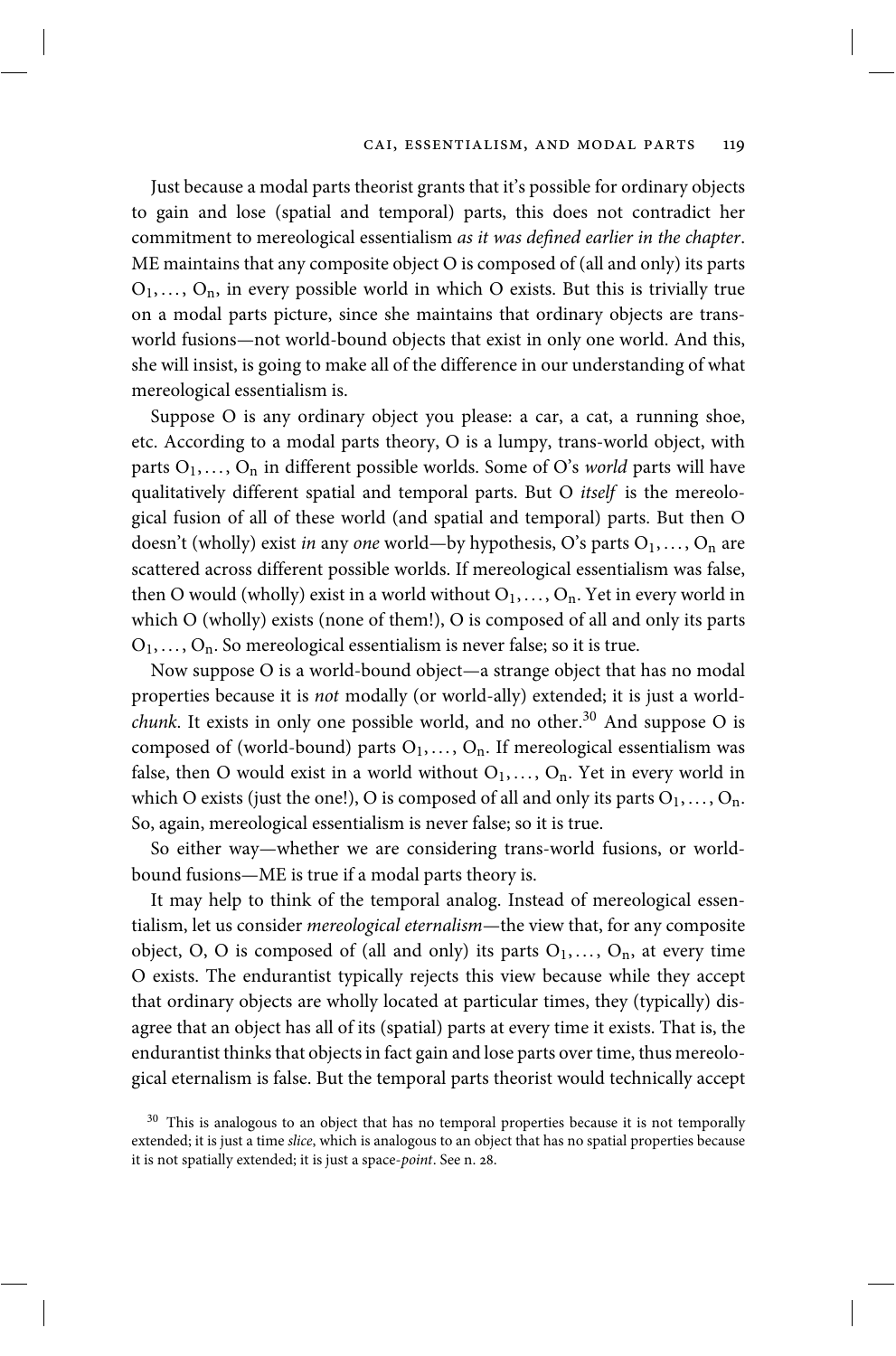Just because a modal parts theorist grants that it's possible for ordinary objects to gain and lose (spatial and temporal) parts, this does not contradict her commitment to mereological essentialism *as it was defined earlier in the chapter*. ME maintains that any composite object O is composed of (all and only) its parts $O_1, \ldots, O_n$, in every possible world in which O exists. But this is trivially true on a modal parts picture, since she maintains that ordinary objects are trans-world fusions—not world-bound objects that exist in only one world. And this, she will insist, is going to make all of the difference in our understanding of what mereological essentialism is.

Suppose O is any ordinary object you please: a car, a cat, a running shoe, etc. According to a modal parts theory, O is a lumpy, trans-world object, with parts $O_1, \ldots, O_n$ in different possible worlds. Some of O's *world* parts will have qualitatively different spatial and temporal parts. But O *itself* is the mereological fusion of all of these world (and spatial and temporal) parts. But then O doesn't (wholly) exist *in* any *one* world—by hypothesis, O's parts $O_1, \ldots, O_n$ are scattered across different possible worlds. If mereological essentialism was false, then O would (wholly) exist in a world without $O_1, \ldots, O_n$. Yet in every world in which O (wholly) exists (none of them!), O is composed of all and only its parts $O_1, \ldots, O_n$. So mereological essentialism is never false; so it is true.

Now suppose O is a world-bound object—a strange object that has no modal properties because it is *not* modally (or world-ally) extended; it is just a world-*chunk*. It exists in only one possible world, and no other.[30] And suppose O is composed of (world-bound) parts $O_1, \ldots, O_n$. If mereological essentialism was false, then O would exist in a world without $O_1, \ldots, O_n$. Yet in every world in which O exists (just the one!), O is composed of all and only its parts $O_1, \ldots, O_n$. So, again, mereological essentialism is never false; so it is true.

So either way—whether we are considering trans-world fusions, or world-bound fusions—ME is true if a modal parts theory is.

It may help to think of the temporal analog. Instead of mereological essentialism, let us consider *mereological eternalism*—the view that, for any composite object, O, O is composed of (all and only) its parts $O_1, \ldots, O_n$, at every time O exists. The endurantist typically rejects this view because while they accept that ordinary objects are wholly located at particular times, they (typically) disagree that an object has all of its (spatial) parts at every time it exists. That is, the endurantist thinks that objects in fact gain and lose parts over time, thus mereological eternalism is false. But the temporal parts theorist would technically accept

[30] This is analogous to an object that has no temporal properties because it is not temporally extended; it is just a time *slice*, which is analogous to an object that has no spatial properties because it is not spatially extended; it is just a space-*point*. See n. 28.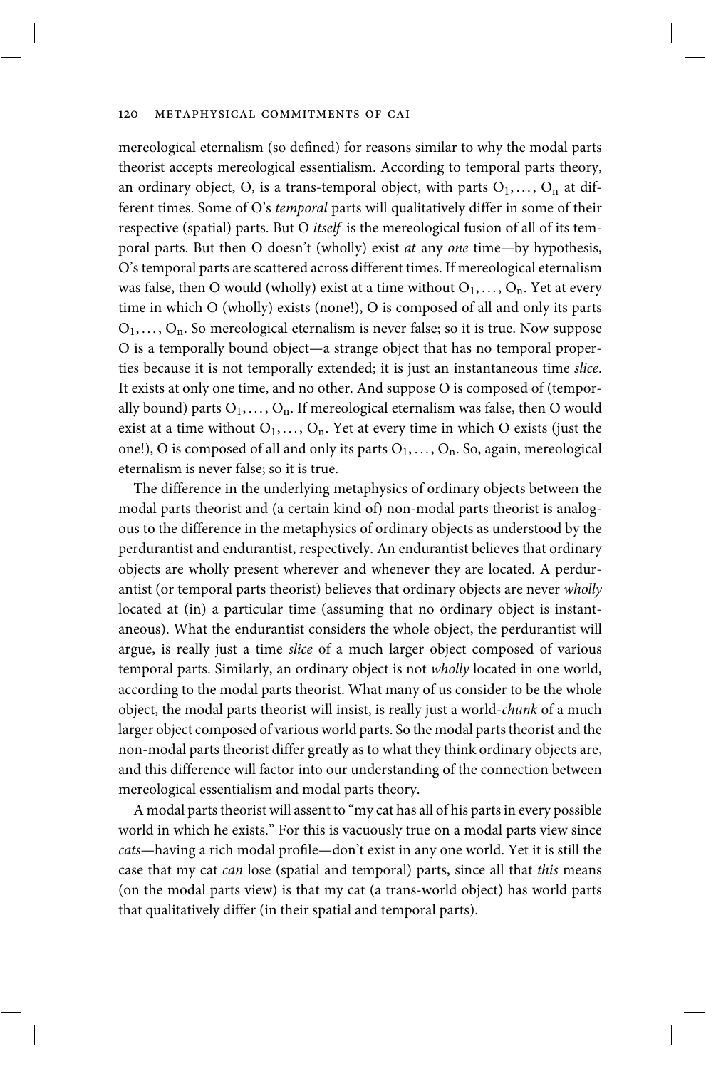mereological eternalism (so defined) for reasons similar to why the modal parts theorist accepts mereological essentialism. According to temporal parts theory, an ordinary object, O, is a trans-temporal object, with parts $O_1, \ldots, O_n$ at different times. Some of O's *temporal* parts will qualitatively differ in some of their respective (spatial) parts. But O *itself* is the mereological fusion of all of its temporal parts. But then O doesn't (wholly) exist *at* any *one* time—by hypothesis, O's temporal parts are scattered across different times. If mereological eternalism was false, then O would (wholly) exist at a time without $O_1, \ldots, O_n$. Yet at every time in which O (wholly) exists (none!), O is composed of all and only its parts $O_1, \ldots, O_n$. So mereological eternalism is never false; so it is true. Now suppose O is a temporally bound object—a strange object that has no temporal properties because it is not temporally extended; it is just an instantaneous time *slice*. It exists at only one time, and no other. And suppose O is composed of (temporally bound) parts $O_1, \ldots, O_n$. If mereological eternalism was false, then O would exist at a time without $O_1, \ldots, O_n$. Yet at every time in which O exists (just the one!), O is composed of all and only its parts $O_1, \ldots, O_n$. So, again, mereological eternalism is never false; so it is true.

The difference in the underlying metaphysics of ordinary objects between the modal parts theorist and (a certain kind of) non-modal parts theorist is analogous to the difference in the metaphysics of ordinary objects as understood by the perdurantist and endurantist, respectively. An endurantist believes that ordinary objects are wholly present wherever and whenever they are located. A perdurantist (or temporal parts theorist) believes that ordinary objects are never *wholly* located at (in) a particular time (assuming that no ordinary object is instantaneous). What the endurantist considers the whole object, the perdurantist will argue, is really just a time *slice* of a much larger object composed of various temporal parts. Similarly, an ordinary object is not *wholly* located in one world, according to the modal parts theorist. What many of us consider to be the whole object, the modal parts theorist will insist, is really just a world-*chunk* of a much larger object composed of various world parts. So the modal parts theorist and the non-modal parts theorist differ greatly as to what they think ordinary objects are, and this difference will factor into our understanding of the connection between mereological essentialism and modal parts theory.

A modal parts theorist will assent to "my cat has all of his parts in every possible world in which he exists." For this is vacuously true on a modal parts view since *cats*—having a rich modal profile—don't exist in any one world. Yet it is still the case that my cat *can* lose (spatial and temporal) parts, since all that *this* means (on the modal parts view) is that my cat (a trans-world object) has world parts that qualitatively differ (in their spatial and temporal parts).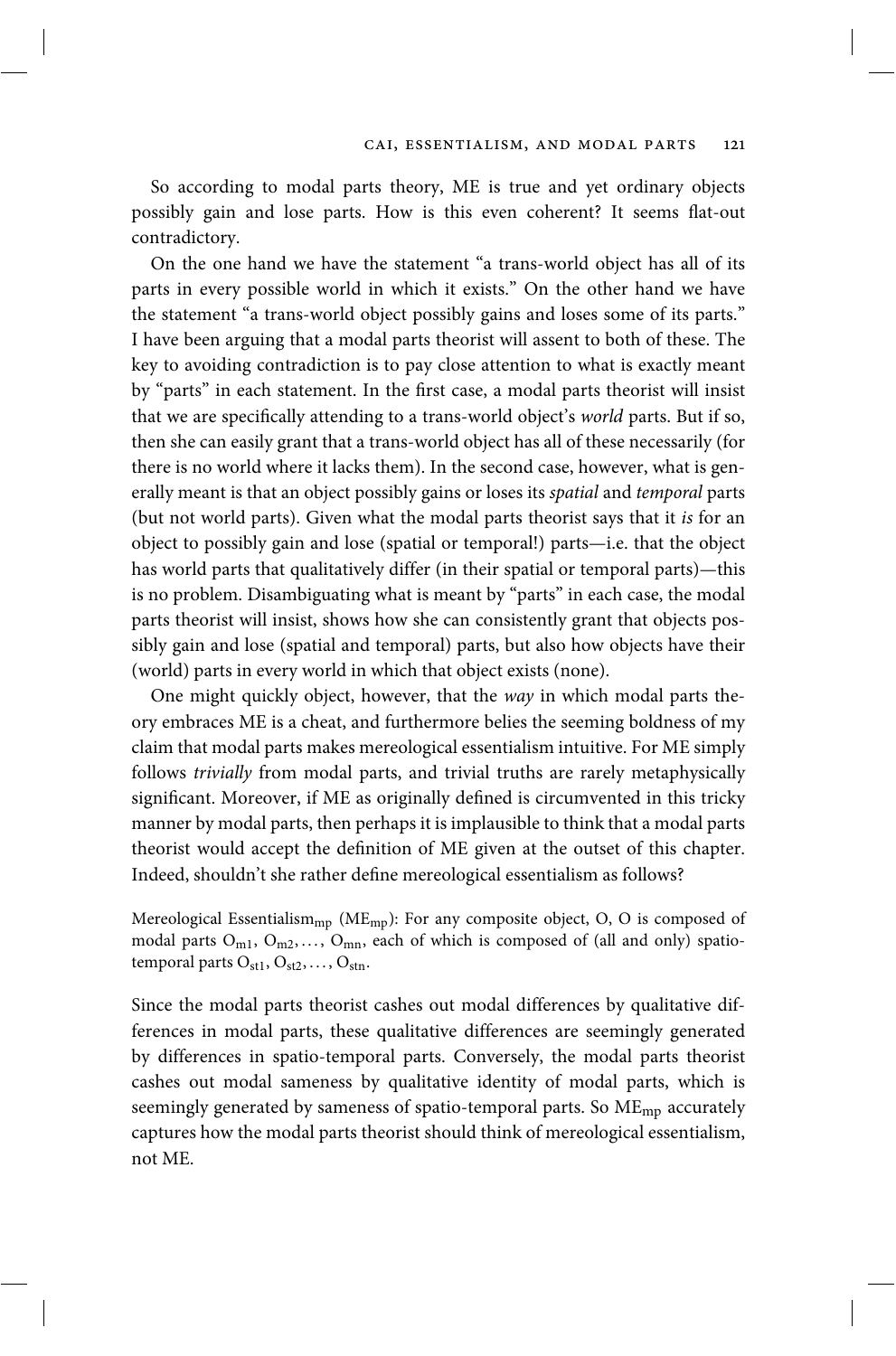So according to modal parts theory, ME is true and yet ordinary objects possibly gain and lose parts. How is this even coherent? It seems flat-out contradictory.

On the one hand we have the statement "a trans-world object has all of its parts in every possible world in which it exists." On the other hand we have the statement "a trans-world object possibly gains and loses some of its parts." I have been arguing that a modal parts theorist will assent to both of these. The key to avoiding contradiction is to pay close attention to what is exactly meant by "parts" in each statement. In the first case, a modal parts theorist will insist that we are specifically attending to a trans-world object's *world* parts. But if so, then she can easily grant that a trans-world object has all of these necessarily (for there is no world where it lacks them). In the second case, however, what is generally meant is that an object possibly gains or loses its *spatial* and *temporal* parts (but not world parts). Given what the modal parts theorist says that it *is* for an object to possibly gain and lose (spatial or temporal!) parts—i.e. that the object has world parts that qualitatively differ (in their spatial or temporal parts)—this is no problem. Disambiguating what is meant by "parts" in each case, the modal parts theorist will insist, shows how she can consistently grant that objects possibly gain and lose (spatial and temporal) parts, but also how objects have their (world) parts in every world in which that object exists (none).

One might quickly object, however, that the *way* in which modal parts theory embraces ME is a cheat, and furthermore belies the seeming boldness of my claim that modal parts makes mereological essentialism intuitive. For ME simply follows *trivially* from modal parts, and trivial truths are rarely metaphysically significant. Moreover, if ME as originally defined is circumvented in this tricky manner by modal parts, then perhaps it is implausible to think that a modal parts theorist would accept the definition of ME given at the outset of this chapter. Indeed, shouldn't she rather define mereological essentialism as follows?

Mereological Essentialism$_{mp}$ (ME$_{mp}$): For any composite object, O, O is composed of modal parts $O_{m1}, O_{m2}, \ldots, O_{mn}$, each of which is composed of (all and only) spatio-temporal parts $O_{st1}, O_{st2}, \ldots, O_{stn}$.

Since the modal parts theorist cashes out modal differences by qualitative differences in modal parts, these qualitative differences are seemingly generated by differences in spatio-temporal parts. Conversely, the modal parts theorist cashes out modal sameness by qualitative identity of modal parts, which is seemingly generated by sameness of spatio-temporal parts. So ME$_{mp}$ accurately captures how the modal parts theorist should think of mereological essentialism, not ME.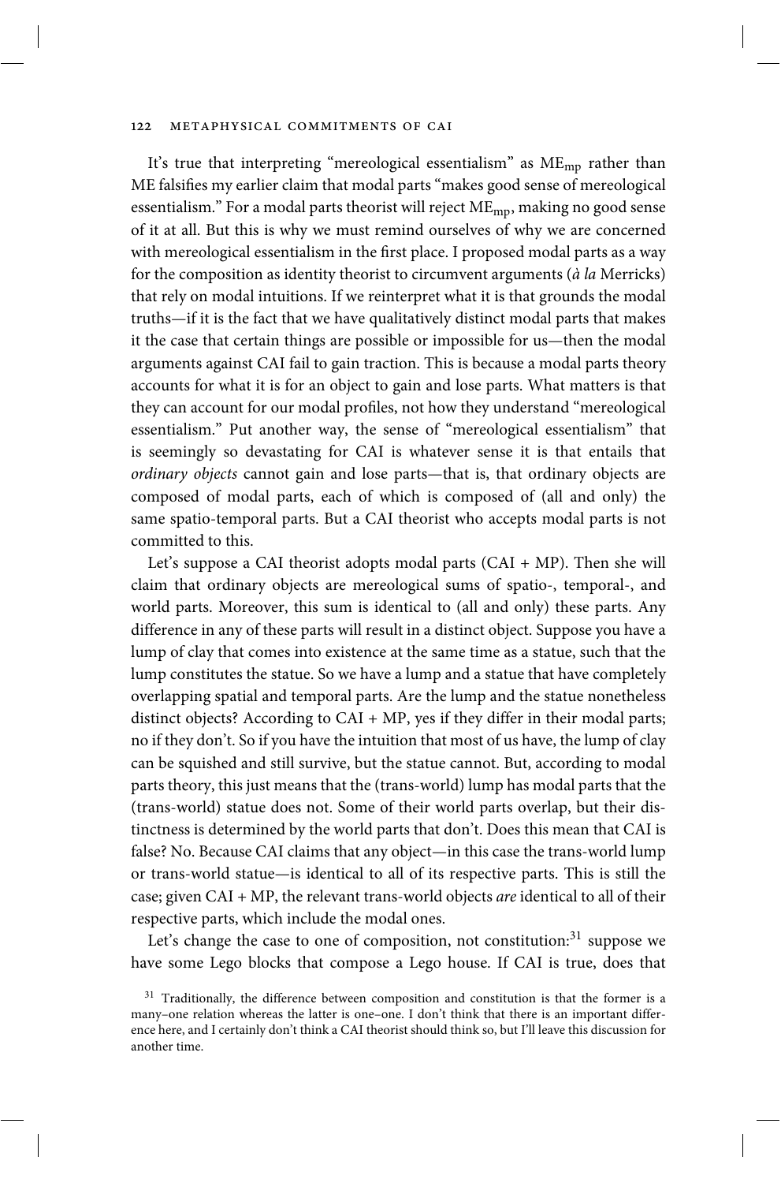It's true that interpreting "mereological essentialism" as $ME_{mp}$ rather than ME falsifies my earlier claim that modal parts "makes good sense of mereological essentialism." For a modal parts theorist will reject $ME_{mp}$, making no good sense of it at all. But this is why we must remind ourselves of why we are concerned with mereological essentialism in the first place. I proposed modal parts as a way for the composition as identity theorist to circumvent arguments (*à la* Merricks) that rely on modal intuitions. If we reinterpret what it is that grounds the modal truths—if it is the fact that we have qualitatively distinct modal parts that makes it the case that certain things are possible or impossible for us—then the modal arguments against CAI fail to gain traction. This is because a modal parts theory accounts for what it is for an object to gain and lose parts. What matters is that they can account for our modal profiles, not how they understand "mereological essentialism." Put another way, the sense of "mereological essentialism" that is seemingly so devastating for CAI is whatever sense it is that entails that *ordinary objects* cannot gain and lose parts—that is, that ordinary objects are composed of modal parts, each of which is composed of (all and only) the same spatio-temporal parts. But a CAI theorist who accepts modal parts is not committed to this.

Let's suppose a CAI theorist adopts modal parts (CAI + MP). Then she will claim that ordinary objects are mereological sums of spatio-, temporal-, and world parts. Moreover, this sum is identical to (all and only) these parts. Any difference in any of these parts will result in a distinct object. Suppose you have a lump of clay that comes into existence at the same time as a statue, such that the lump constitutes the statue. So we have a lump and a statue that have completely overlapping spatial and temporal parts. Are the lump and the statue nonetheless distinct objects? According to CAI + MP, yes if they differ in their modal parts; no if they don't. So if you have the intuition that most of us have, the lump of clay can be squished and still survive, but the statue cannot. But, according to modal parts theory, this just means that the (trans-world) lump has modal parts that the (trans-world) statue does not. Some of their world parts overlap, but their distinctness is determined by the world parts that don't. Does this mean that CAI is false? No. Because CAI claims that any object—in this case the trans-world lump or trans-world statue—is identical to all of its respective parts. This is still the case; given CAI + MP, the relevant trans-world objects *are* identical to all of their respective parts, which include the modal ones.

Let's change the case to one of composition, not constitution:[31] suppose we have some Lego blocks that compose a Lego house. If CAI is true, does that

[31] Traditionally, the difference between composition and constitution is that the former is a many–one relation whereas the latter is one–one. I don't think that there is an important difference here, and I certainly don't think a CAI theorist should think so, but I'll leave this discussion for another time.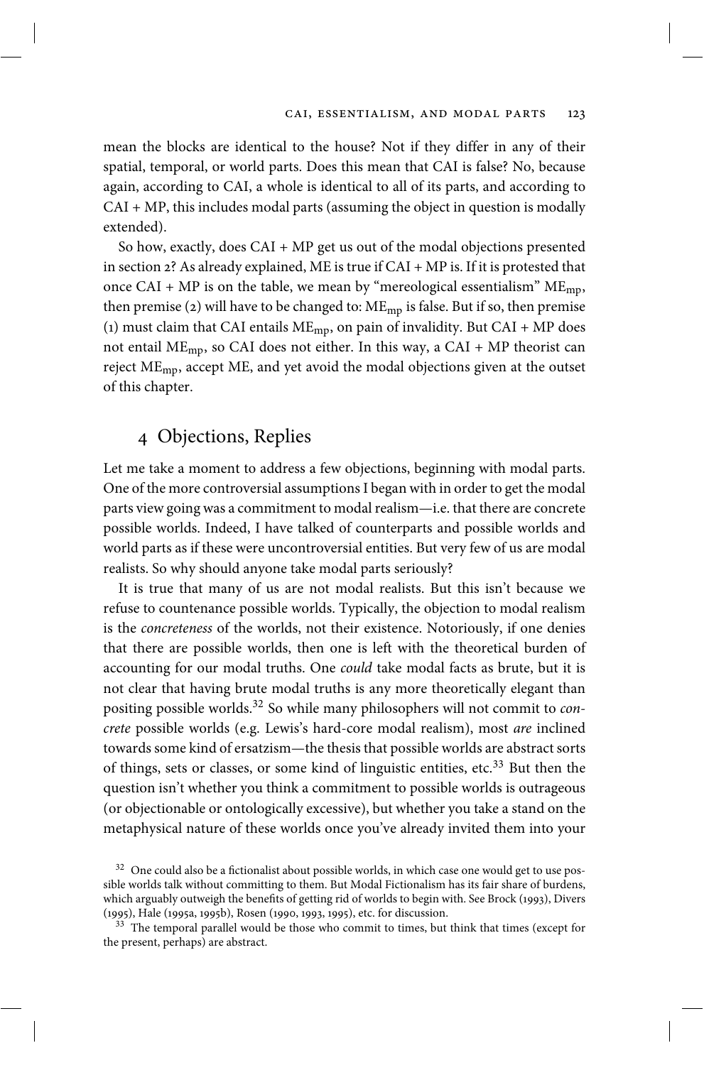mean the blocks are identical to the house? Not if they differ in any of their spatial, temporal, or world parts. Does this mean that CAI is false? No, because again, according to CAI, a whole is identical to all of its parts, and according to CAI + MP, this includes modal parts (assuming the object in question is modally extended).

So how, exactly, does CAI + MP get us out of the modal objections presented in section 2? As already explained, ME is true if CAI + MP is. If it is protested that once CAI + MP is on the table, we mean by "mereological essentialism" $ME_{mp}$, then premise (2) will have to be changed to: $ME_{mp}$ is false. But if so, then premise (1) must claim that CAI entails $ME_{mp}$, on pain of invalidity. But CAI + MP does not entail $ME_{mp}$, so CAI does not either. In this way, a CAI + MP theorist can reject $ME_{mp}$, accept ME, and yet avoid the modal objections given at the outset of this chapter.

## 4 Objections, Replies

Let me take a moment to address a few objections, beginning with modal parts. One of the more controversial assumptions I began with in order to get the modal parts view going was a commitment to modal realism—i.e. that there are concrete possible worlds. Indeed, I have talked of counterparts and possible worlds and world parts as if these were uncontroversial entities. But very few of us are modal realists. So why should anyone take modal parts seriously?

It is true that many of us are not modal realists. But this isn't because we refuse to countenance possible worlds. Typically, the objection to modal realism is the *concreteness* of the worlds, not their existence. Notoriously, if one denies that there are possible worlds, then one is left with the theoretical burden of accounting for our modal truths. One *could* take modal facts as brute, but it is not clear that having brute modal truths is any more theoretically elegant than positing possible worlds.[32] So while many philosophers will not commit to *concrete* possible worlds (e.g. Lewis's hard-core modal realism), most *are* inclined towards some kind of ersatzism—the thesis that possible worlds are abstract sorts of things, sets or classes, or some kind of linguistic entities, etc.[33] But then the question isn't whether you think a commitment to possible worlds is outrageous (or objectionable or ontologically excessive), but whether you take a stand on the metaphysical nature of these worlds once you've already invited them into your

[32] One could also be a fictionalist about possible worlds, in which case one would get to use possible worlds talk without committing to them. But Modal Fictionalism has its fair share of burdens, which arguably outweigh the benefits of getting rid of worlds to begin with. See Brock (1993), Divers (1995), Hale (1995a, 1995b), Rosen (1990, 1993, 1995), etc. for discussion.

[33] The temporal parallel would be those who commit to times, but think that times (except for the present, perhaps) are abstract.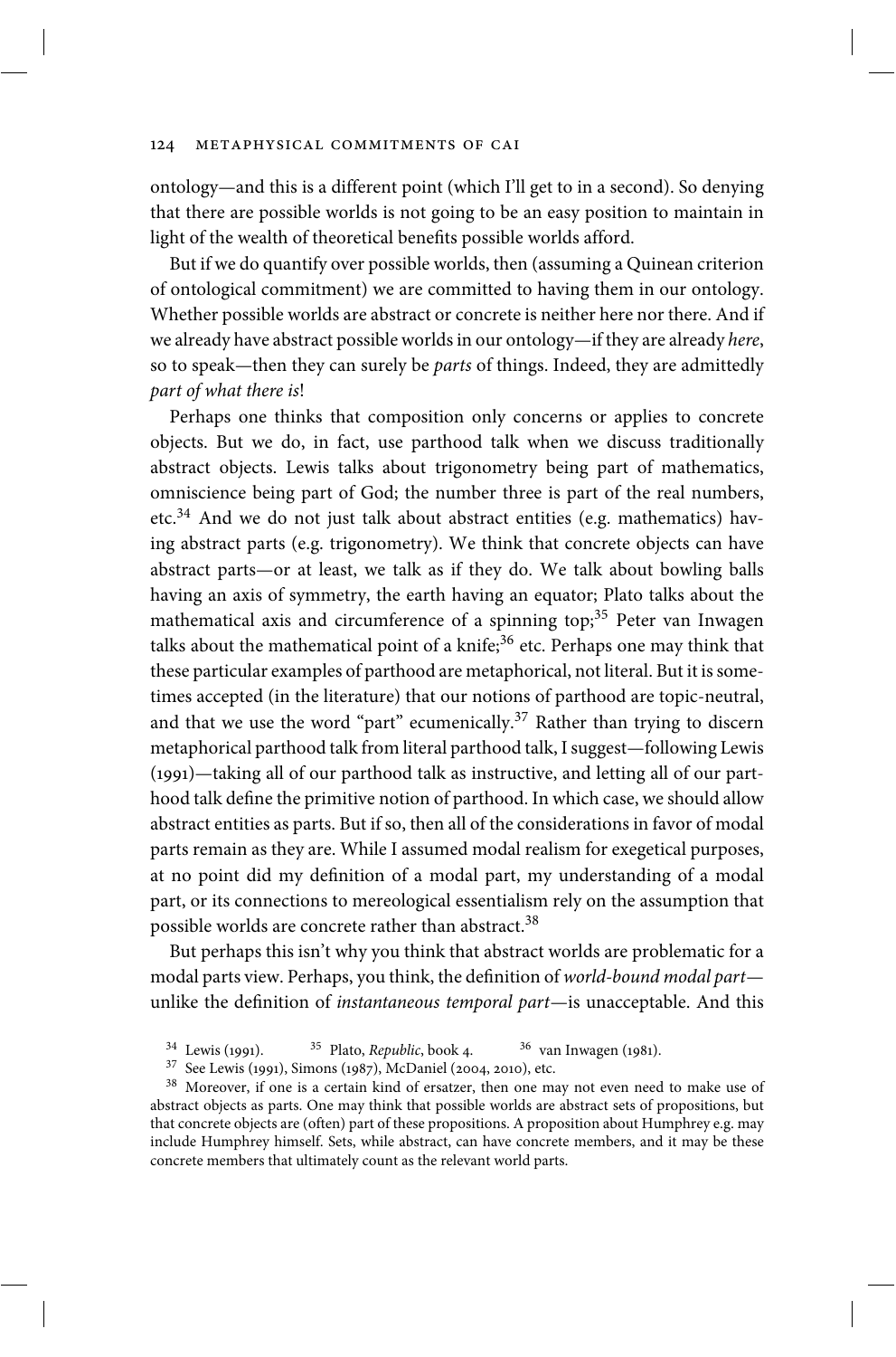ontology—and this is a different point (which I'll get to in a second). So denying that there are possible worlds is not going to be an easy position to maintain in light of the wealth of theoretical benefits possible worlds afford.

But if we do quantify over possible worlds, then (assuming a Quinean criterion of ontological commitment) we are committed to having them in our ontology. Whether possible worlds are abstract or concrete is neither here nor there. And if we already have abstract possible worlds in our ontology—if they are already *here*, so to speak—then they can surely be *parts* of things. Indeed, they are admittedly *part of what there is*!

Perhaps one thinks that composition only concerns or applies to concrete objects. But we do, in fact, use parthood talk when we discuss traditionally abstract objects. Lewis talks about trigonometry being part of mathematics, omniscience being part of God; the number three is part of the real numbers, etc.[34] And we do not just talk about abstract entities (e.g. mathematics) having abstract parts (e.g. trigonometry). We think that concrete objects can have abstract parts—or at least, we talk as if they do. We talk about bowling balls having an axis of symmetry, the earth having an equator; Plato talks about the mathematical axis and circumference of a spinning top;[35] Peter van Inwagen talks about the mathematical point of a knife;[36] etc. Perhaps one may think that these particular examples of parthood are metaphorical, not literal. But it is sometimes accepted (in the literature) that our notions of parthood are topic-neutral, and that we use the word "part" ecumenically.[37] Rather than trying to discern metaphorical parthood talk from literal parthood talk, I suggest—following Lewis (1991)—taking all of our parthood talk as instructive, and letting all of our parthood talk define the primitive notion of parthood. In which case, we should allow abstract entities as parts. But if so, then all of the considerations in favor of modal parts remain as they are. While I assumed modal realism for exegetical purposes, at no point did my definition of a modal part, my understanding of a modal part, or its connections to mereological essentialism rely on the assumption that possible worlds are concrete rather than abstract.[38]

But perhaps this isn't why you think that abstract worlds are problematic for a modal parts view. Perhaps, you think, the definition of *world-bound modal part*—unlike the definition of *instantaneous temporal part*—is unacceptable. And this

[34] Lewis (1991). [35] Plato, *Republic*, book 4. [36] van Inwagen (1981).

[37] See Lewis (1991), Simons (1987), McDaniel (2004, 2010), etc.

[38] Moreover, if one is a certain kind of ersatzer, then one may not even need to make use of abstract objects as parts. One may think that possible worlds are abstract sets of propositions, but that concrete objects are (often) part of these propositions. A proposition about Humphrey e.g. may include Humphrey himself. Sets, while abstract, can have concrete members, and it may be these concrete members that ultimately count as the relevant world parts.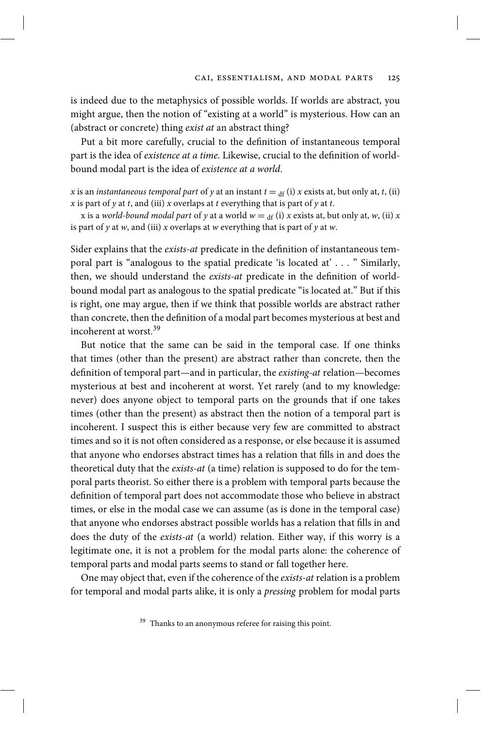is indeed due to the metaphysics of possible worlds. If worlds are abstract, you might argue, then the notion of "existing at a world" is mysterious. How can an (abstract or concrete) thing *exist at* an abstract thing?

Put a bit more carefully, crucial to the definition of instantaneous temporal part is the idea of *existence at a time*. Likewise, crucial to the definition of world-bound modal part is the idea of *existence at a world*.

$x$ is an *instantaneous temporal part* of $y$ at an instant $t =_{\text{df}}$ (i) $x$ exists at, but only at, $t$, (ii) $x$ is part of $y$ at $t$, and (iii) $x$ overlaps at $t$ everything that is part of $y$ at $t$.

x is a *world-bound modal part* of $y$ at a world $w =_{\text{df}}$ (i) $x$ exists at, but only at, $w$, (ii) $x$ is part of $y$ at $w$, and (iii) $x$ overlaps at $w$ everything that is part of $y$ at $w$.

Sider explains that the *exists-at* predicate in the definition of instantaneous temporal part is "analogous to the spatial predicate 'is located at' . . . " Similarly, then, we should understand the *exists-at* predicate in the definition of world-bound modal part as analogous to the spatial predicate "is located at." But if this is right, one may argue, then if we think that possible worlds are abstract rather than concrete, then the definition of a modal part becomes mysterious at best and incoherent at worst.[39]

But notice that the same can be said in the temporal case. If one thinks that times (other than the present) are abstract rather than concrete, then the definition of temporal part—and in particular, the *existing-at* relation—becomes mysterious at best and incoherent at worst. Yet rarely (and to my knowledge: never) does anyone object to temporal parts on the grounds that if one takes times (other than the present) as abstract then the notion of a temporal part is incoherent. I suspect this is either because very few are committed to abstract times and so it is not often considered as a response, or else because it is assumed that anyone who endorses abstract times has a relation that fills in and does the theoretical duty that the *exists-at* (a time) relation is supposed to do for the temporal parts theorist. So either there is a problem with temporal parts because the definition of temporal part does not accommodate those who believe in abstract times, or else in the modal case we can assume (as is done in the temporal case) that anyone who endorses abstract possible worlds has a relation that fills in and does the duty of the *exists-at* (a world) relation. Either way, if this worry is a legitimate one, it is not a problem for the modal parts alone: the coherence of temporal parts and modal parts seems to stand or fall together here.

One may object that, even if the coherence of the *exists-at* relation is a problem for temporal and modal parts alike, it is only a *pressing* problem for modal parts

[39] Thanks to an anonymous referee for raising this point.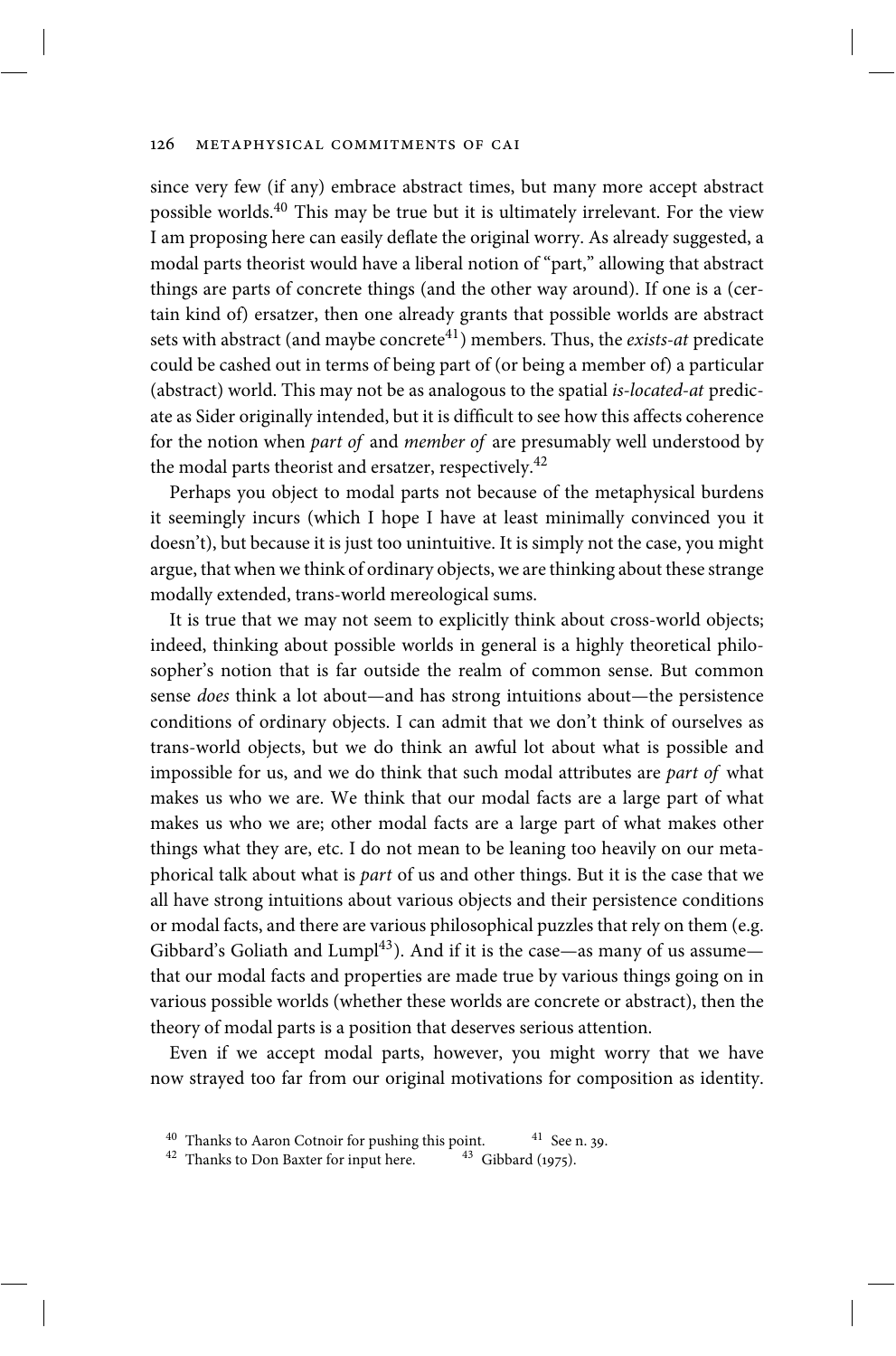since very few (if any) embrace abstract times, but many more accept abstract possible worlds.[40] This may be true but it is ultimately irrelevant. For the view I am proposing here can easily deflate the original worry. As already suggested, a modal parts theorist would have a liberal notion of "part," allowing that abstract things are parts of concrete things (and the other way around). If one is a (certain kind of) ersatzer, then one already grants that possible worlds are abstract sets with abstract (and maybe concrete[41]) members. Thus, the *exists-at* predicate could be cashed out in terms of being part of (or being a member of) a particular (abstract) world. This may not be as analogous to the spatial *is-located-at* predicate as Sider originally intended, but it is difficult to see how this affects coherence for the notion when *part of* and *member of* are presumably well understood by the modal parts theorist and ersatzer, respectively.[42]

Perhaps you object to modal parts not because of the metaphysical burdens it seemingly incurs (which I hope I have at least minimally convinced you it doesn't), but because it is just too unintuitive. It is simply not the case, you might argue, that when we think of ordinary objects, we are thinking about these strange modally extended, trans-world mereological sums.

It is true that we may not seem to explicitly think about cross-world objects; indeed, thinking about possible worlds in general is a highly theoretical philosopher's notion that is far outside the realm of common sense. But common sense *does* think a lot about—and has strong intuitions about—the persistence conditions of ordinary objects. I can admit that we don't think of ourselves as trans-world objects, but we do think an awful lot about what is possible and impossible for us, and we do think that such modal attributes are *part of* what makes us who we are. We think that our modal facts are a large part of what makes us who we are; other modal facts are a large part of what makes other things what they are, etc. I do not mean to be leaning too heavily on our metaphorical talk about what is *part* of us and other things. But it is the case that we all have strong intuitions about various objects and their persistence conditions or modal facts, and there are various philosophical puzzles that rely on them (e.g. Gibbard's Goliath and Lumpl[43]). And if it is the case—as many of us assume—that our modal facts and properties are made true by various things going on in various possible worlds (whether these worlds are concrete or abstract), then the theory of modal parts is a position that deserves serious attention.

Even if we accept modal parts, however, you might worry that we have now strayed too far from our original motivations for composition as identity.

[40] Thanks to Aaron Cotnoir for pushing this point.

[41] See n. 39.

[42] Thanks to Don Baxter for input here.

[43] Gibbard (1975).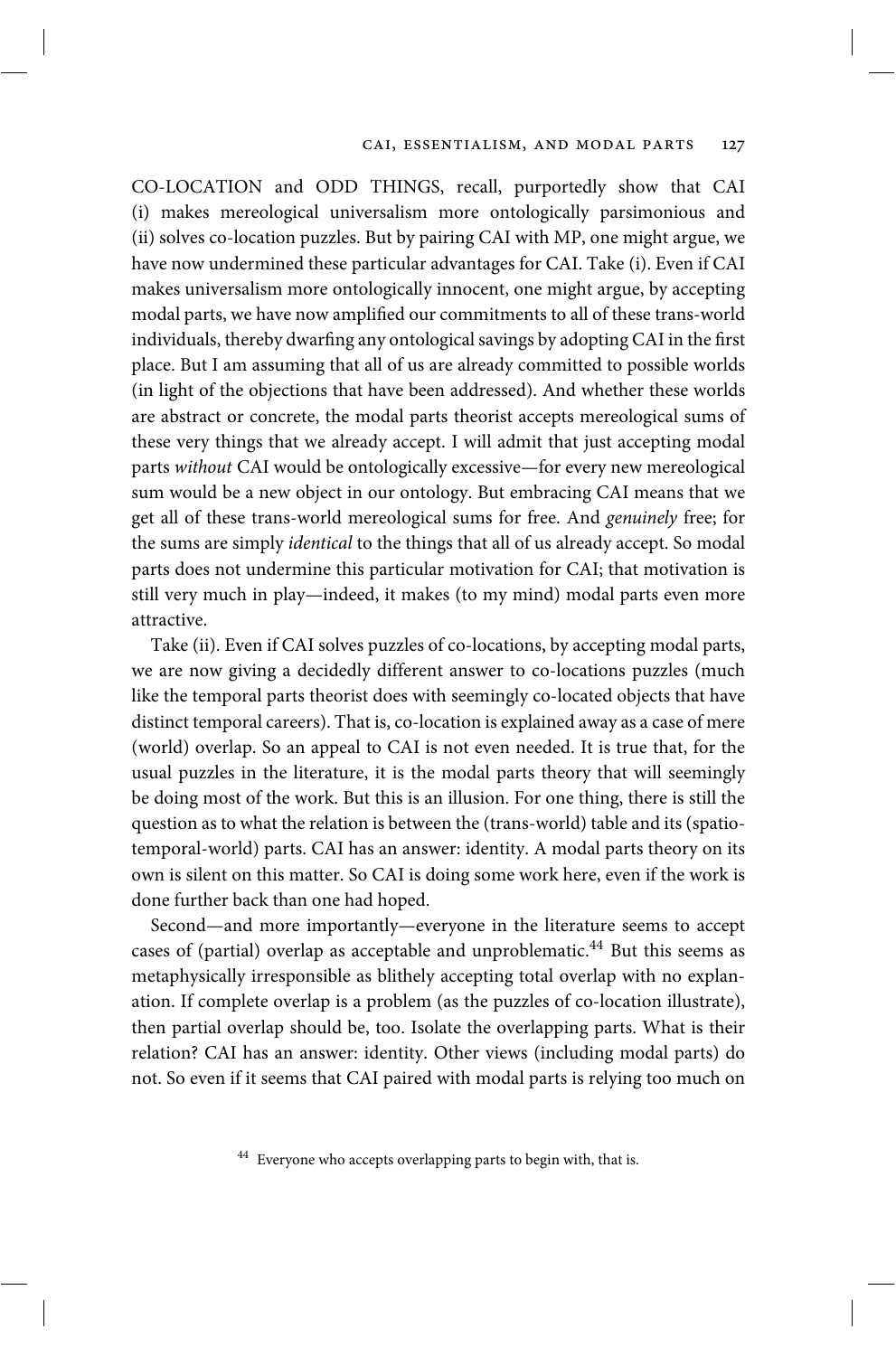CO-LOCATION and ODD THINGS, recall, purportedly show that CAI (i) makes mereological universalism more ontologically parsimonious and (ii) solves co-location puzzles. But by pairing CAI with MP, one might argue, we have now undermined these particular advantages for CAI. Take (i). Even if CAI makes universalism more ontologically innocent, one might argue, by accepting modal parts, we have now amplified our commitments to all of these trans-world individuals, thereby dwarfing any ontological savings by adopting CAI in the first place. But I am assuming that all of us are already committed to possible worlds (in light of the objections that have been addressed). And whether these worlds are abstract or concrete, the modal parts theorist accepts mereological sums of these very things that we already accept. I will admit that just accepting modal parts *without* CAI would be ontologically excessive—for every new mereological sum would be a new object in our ontology. But embracing CAI means that we get all of these trans-world mereological sums for free. And *genuinely* free; for the sums are simply *identical* to the things that all of us already accept. So modal parts does not undermine this particular motivation for CAI; that motivation is still very much in play—indeed, it makes (to my mind) modal parts even more attractive.

Take (ii). Even if CAI solves puzzles of co-locations, by accepting modal parts, we are now giving a decidedly different answer to co-locations puzzles (much like the temporal parts theorist does with seemingly co-located objects that have distinct temporal careers). That is, co-location is explained away as a case of mere (world) overlap. So an appeal to CAI is not even needed. It is true that, for the usual puzzles in the literature, it is the modal parts theory that will seemingly be doing most of the work. But this is an illusion. For one thing, there is still the question as to what the relation is between the (trans-world) table and its (spatio-temporal-world) parts. CAI has an answer: identity. A modal parts theory on its own is silent on this matter. So CAI is doing some work here, even if the work is done further back than one had hoped.

Second—and more importantly—everyone in the literature seems to accept cases of (partial) overlap as acceptable and unproblematic.[44] But this seems as metaphysically irresponsible as blithely accepting total overlap with no explanation. If complete overlap is a problem (as the puzzles of co-location illustrate), then partial overlap should be, too. Isolate the overlapping parts. What is their relation? CAI has an answer: identity. Other views (including modal parts) do not. So even if it seems that CAI paired with modal parts is relying too much on

[44] Everyone who accepts overlapping parts to begin with, that is.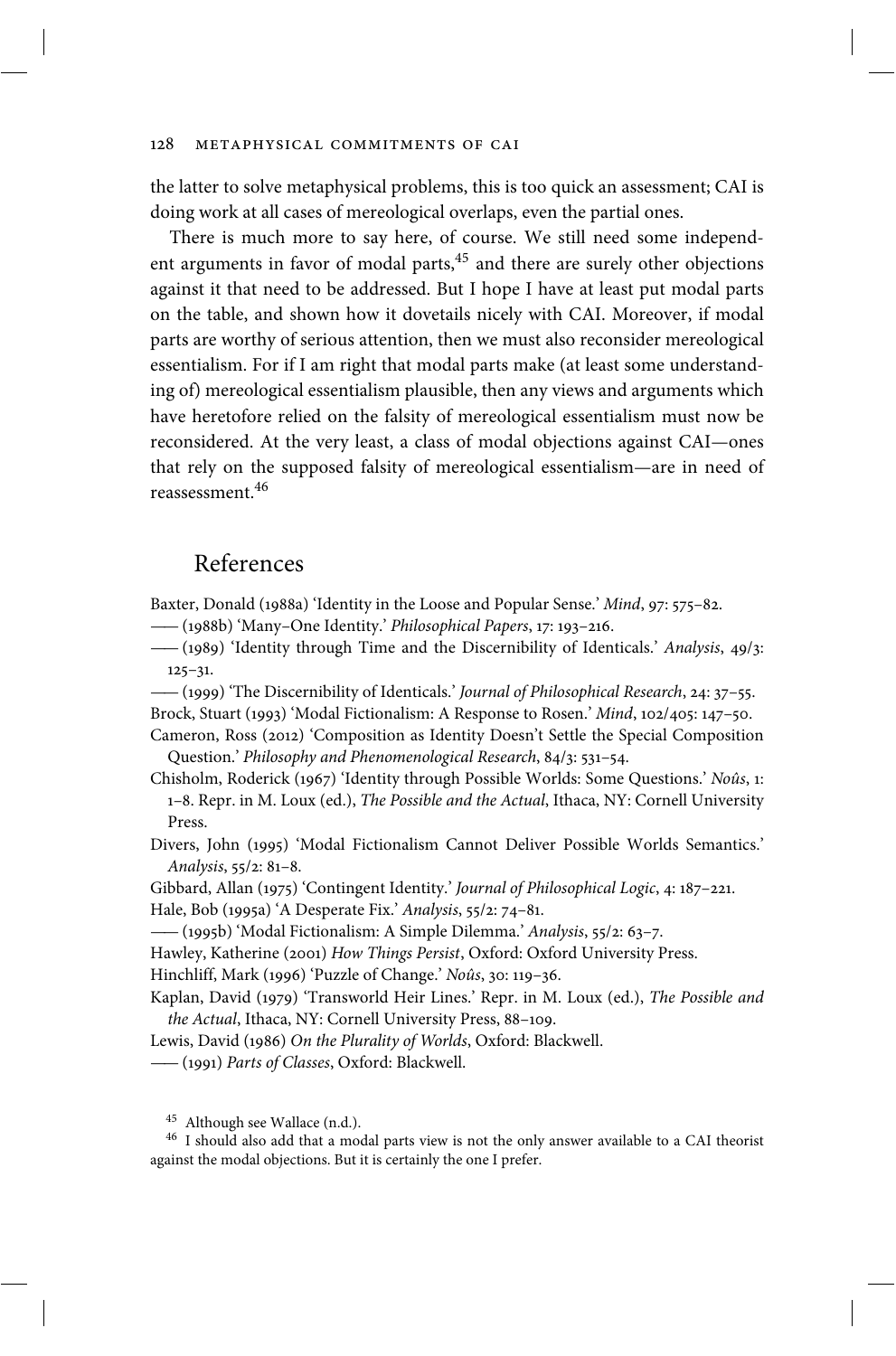the latter to solve metaphysical problems, this is too quick an assessment; CAI is doing work at all cases of mereological overlaps, even the partial ones.

There is much more to say here, of course. We still need some independent arguments in favor of modal parts,[45] and there are surely other objections against it that need to be addressed. But I hope I have at least put modal parts on the table, and shown how it dovetails nicely with CAI. Moreover, if modal parts are worthy of serious attention, then we must also reconsider mereological essentialism. For if I am right that modal parts make (at least some understanding of) mereological essentialism plausible, then any views and arguments which have heretofore relied on the falsity of mereological essentialism must now be reconsidered. At the very least, a class of modal objections against CAI—ones that rely on the supposed falsity of mereological essentialism—are in need of reassessment.[46]

## References

Baxter, Donald (1988a) 'Identity in the Loose and Popular Sense.' *Mind*, 97: 575–82.

—— (1988b) 'Many–One Identity.' *Philosophical Papers*, 17: 193–216.

—— (1989) 'Identity through Time and the Discernibility of Identicals.' *Analysis*, 49/3: 125–31.

—— (1999) 'The Discernibility of Identicals.' *Journal of Philosophical Research*, 24: 37–55.

Brock, Stuart (1993) 'Modal Fictionalism: A Response to Rosen.' *Mind*, 102/405: 147–50.

Cameron, Ross (2012) 'Composition as Identity Doesn't Settle the Special Composition Question.' *Philosophy and Phenomenological Research*, 84/3: 531–54.

Chisholm, Roderick (1967) 'Identity through Possible Worlds: Some Questions.' *Noûs*, 1: 1–8. Repr. in M. Loux (ed.), *The Possible and the Actual*, Ithaca, NY: Cornell University Press.

Divers, John (1995) 'Modal Fictionalism Cannot Deliver Possible Worlds Semantics.' *Analysis*, 55/2: 81–8.

Gibbard, Allan (1975) 'Contingent Identity.' *Journal of Philosophical Logic*, 4: 187–221.

Hale, Bob (1995a) 'A Desperate Fix.' *Analysis*, 55/2: 74–81.

—— (1995b) 'Modal Fictionalism: A Simple Dilemma.' *Analysis*, 55/2: 63–7.

Hawley, Katherine (2001) *How Things Persist*, Oxford: Oxford University Press.

Hinchliff, Mark (1996) 'Puzzle of Change.' *Noûs*, 30: 119–36.

Kaplan, David (1979) 'Transworld Heir Lines.' Repr. in M. Loux (ed.), *The Possible and the Actual*, Ithaca, NY: Cornell University Press, 88–109.

Lewis, David (1986) *On the Plurality of Worlds*, Oxford: Blackwell.

—— (1991) *Parts of Classes*, Oxford: Blackwell.

---

[45] Although see Wallace (n.d.).

[46] I should also add that a modal parts view is not the only answer available to a CAI theorist against the modal objections. But it is certainly the one I prefer.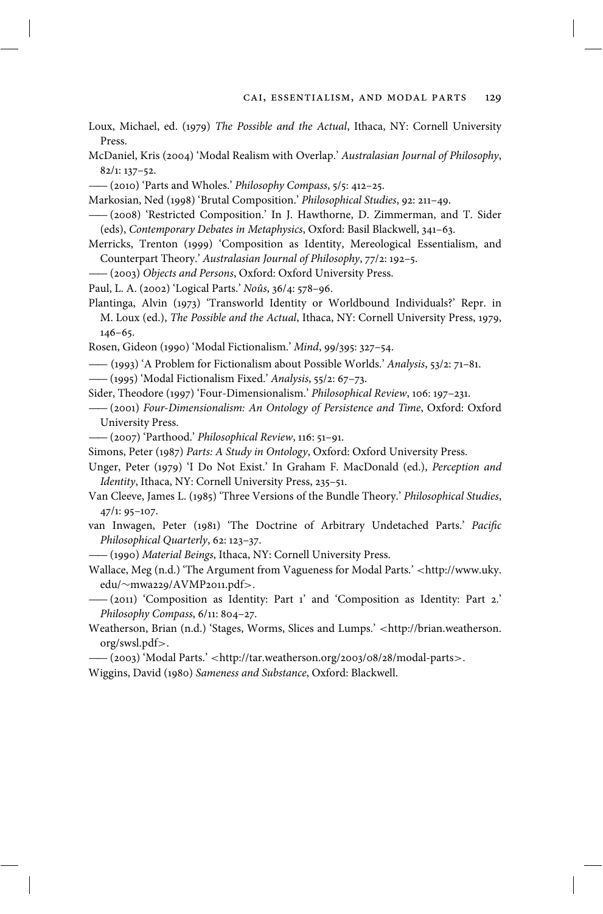Loux, Michael, ed. (1979) *The Possible and the Actual*, Ithaca, NY: Cornell University Press.

McDaniel, Kris (2004) 'Modal Realism with Overlap.' *Australasian Journal of Philosophy*, 82/1: 137–52.

—— (2010) 'Parts and Wholes.' *Philosophy Compass*, 5/5: 412–25.

Markosian, Ned (1998) 'Brutal Composition.' *Philosophical Studies*, 92: 211–49.

—— (2008) 'Restricted Composition.' In J. Hawthorne, D. Zimmerman, and T. Sider (eds), *Contemporary Debates in Metaphysics*, Oxford: Basil Blackwell, 341–63.

Merricks, Trenton (1999) 'Composition as Identity, Mereological Essentialism, and Counterpart Theory.' *Australasian Journal of Philosophy*, 77/2: 192–5.

—— (2003) *Objects and Persons*, Oxford: Oxford University Press.

Paul, L. A. (2002) 'Logical Parts.' *Noûs*, 36/4: 578–96.

Plantinga, Alvin (1973) 'Transworld Identity or Worldbound Individuals?' Repr. in M. Loux (ed.), *The Possible and the Actual*, Ithaca, NY: Cornell University Press, 1979, 146–65.

Rosen, Gideon (1990) 'Modal Fictionalism.' *Mind*, 99/395: 327–54.

—— (1993) 'A Problem for Fictionalism about Possible Worlds.' *Analysis*, 53/2: 71–81.

—— (1995) 'Modal Fictionalism Fixed.' *Analysis*, 55/2: 67–73.

Sider, Theodore (1997) 'Four-Dimensionalism.' *Philosophical Review*, 106: 197–231.

—— (2001) *Four-Dimensionalism: An Ontology of Persistence and Time*, Oxford: Oxford University Press.

—— (2007) 'Parthood.' *Philosophical Review*, 116: 51–91.

Simons, Peter (1987) *Parts: A Study in Ontology*, Oxford: Oxford University Press.

Unger, Peter (1979) 'I Do Not Exist.' In Graham F. MacDonald (ed.), *Perception and Identity*, Ithaca, NY: Cornell University Press, 235–51.

Van Cleeve, James L. (1985) 'Three Versions of the Bundle Theory.' *Philosophical Studies*, 47/1: 95–107.

van Inwagen, Peter (1981) 'The Doctrine of Arbitrary Undetached Parts.' *Pacific Philosophical Quarterly*, 62: 123–37.

—— (1990) *Material Beings*, Ithaca, NY: Cornell University Press.

Wallace, Meg (n.d.) 'The Argument from Vagueness for Modal Parts.' <http://www.uky.edu/~mwa229/AVMP2011.pdf>.

—— (2011) 'Composition as Identity: Part 1' and 'Composition as Identity: Part 2.' *Philosophy Compass*, 6/11: 804–27.

Weatherson, Brian (n.d.) 'Stages, Worms, Slices and Lumps.' <http://brian.weatherson.org/swsl.pdf>.

—— (2003) 'Modal Parts.' <http://tar.weatherson.org/2003/08/28/modal-parts>.

Wiggins, David (1980) *Sameness and Substance*, Oxford: Blackwell.